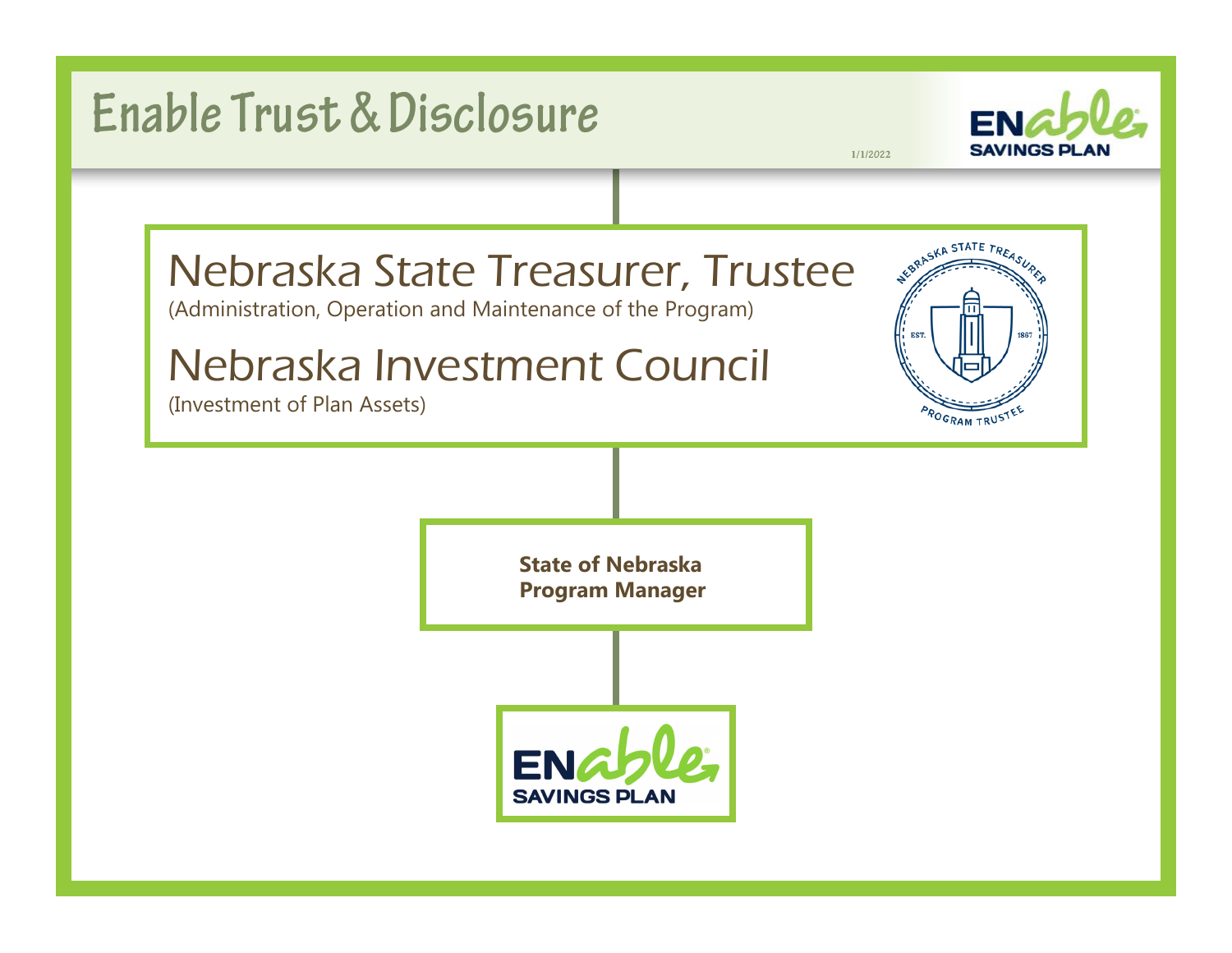# Enable Trust & Disclosure

1/1/2022

## Nebraska State Treasurer, Trustee

(Administration, Operation and Maintenance of the Program)

## Nebraska Investment Council

(Investment of Plan Assets)

**State of Nebraska Program Manager**

ENable SAVINGS PLAN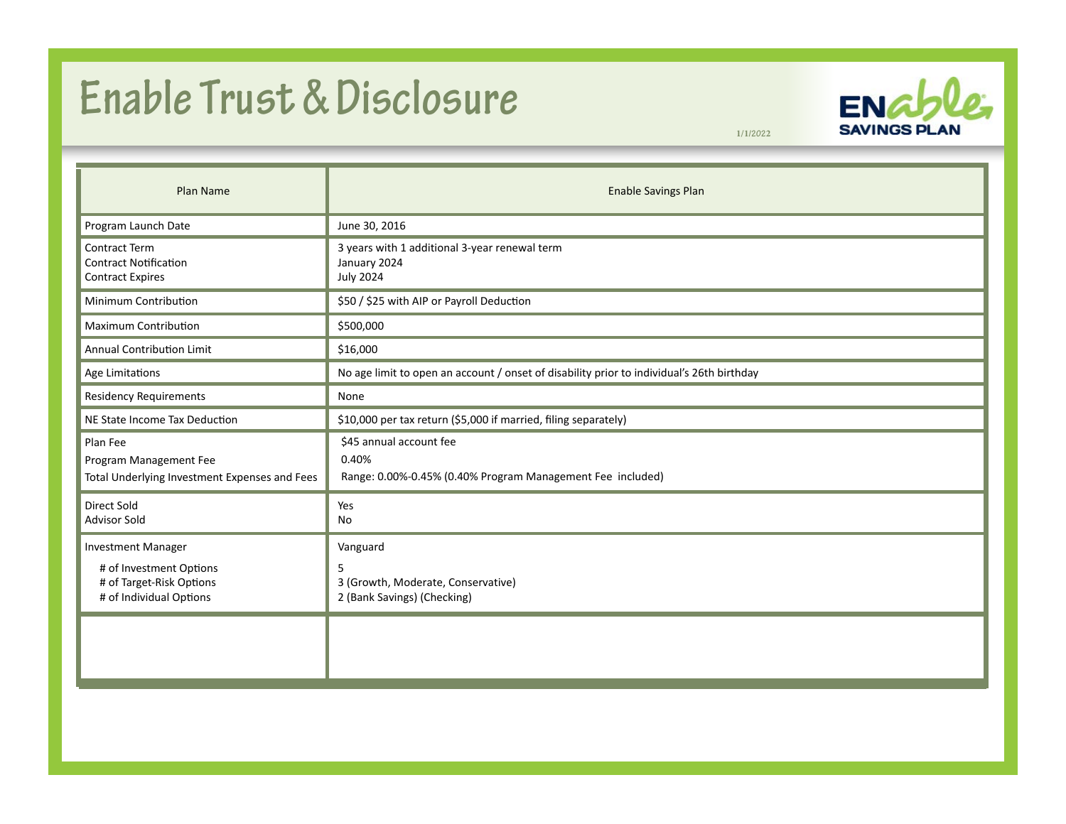# Enable Trust & Disclosure

1/1/2022

ENable SAVINGS PLAN

| Plan Name | Enable Savings Plan |
|---|---|
| Program Launch Date | June 30, 2016 |
| Contract Term<br>Contract Notification<br>Contract Expires | 3 years with 1 additional 3-year renewal term<br>January 2024<br>July 2024 |
| Minimum Contribution | $50 / $25 with AIP or Payroll Deduction |
| Maximum Contribution | $500,000 |
| Annual Contribution Limit | $16,000 |
| Age Limitations | No age limit to open an account / onset of disability prior to individual's 26th birthday |
| Residency Requirements | None |
| NE State Income Tax Deduction | $10,000 per tax return ($5,000 if married, filing separately) |
| Plan Fee<br>Program Management Fee<br>Total Underlying Investment Expenses and Fees | $45 annual account fee<br>0.40%<br>Range: 0.00%-0.45% (0.40% Program Management Fee included) |
| Direct Sold<br>Advisor Sold | Yes<br>No |
| Investment Manager<br># of Investment Options<br># of Target-Risk Options<br># of Individual Options | Vanguard<br>5<br>3 (Growth, Moderate, Conservative)<br>2 (Bank Savings) (Checking) |
| | |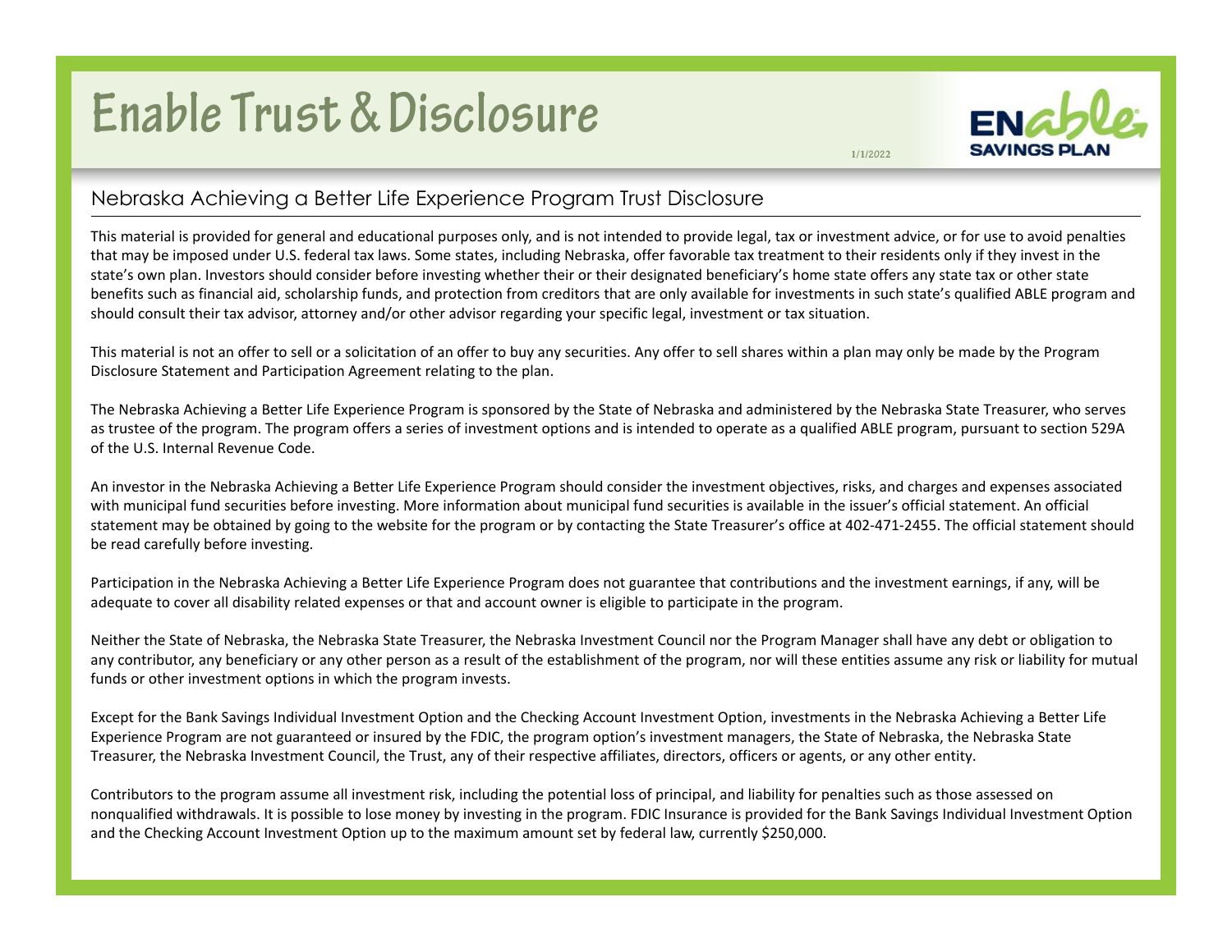# Enable Trust & Disclosure

1/1/2022

ENable SAVINGS PLAN

## Nebraska Achieving a Better Life Experience Program Trust Disclosure

This material is provided for general and educational purposes only, and is not intended to provide legal, tax or investment advice, or for use to avoid penalties that may be imposed under U.S. federal tax laws. Some states, including Nebraska, offer favorable tax treatment to their residents only if they invest in the state's own plan. Investors should consider before investing whether their or their designated beneficiary's home state offers any state tax or other state benefits such as financial aid, scholarship funds, and protection from creditors that are only available for investments in such state's qualified ABLE program and should consult their tax advisor, attorney and/or other advisor regarding your specific legal, investment or tax situation.

This material is not an offer to sell or a solicitation of an offer to buy any securities. Any offer to sell shares within a plan may only be made by the Program Disclosure Statement and Participation Agreement relating to the plan.

The Nebraska Achieving a Better Life Experience Program is sponsored by the State of Nebraska and administered by the Nebraska State Treasurer, who serves as trustee of the program. The program offers a series of investment options and is intended to operate as a qualified ABLE program, pursuant to section 529A of the U.S. Internal Revenue Code.

An investor in the Nebraska Achieving a Better Life Experience Program should consider the investment objectives, risks, and charges and expenses associated with municipal fund securities before investing. More information about municipal fund securities is available in the issuer's official statement. An official statement may be obtained by going to the website for the program or by contacting the State Treasurer's office at 402-471-2455. The official statement should be read carefully before investing.

Participation in the Nebraska Achieving a Better Life Experience Program does not guarantee that contributions and the investment earnings, if any, will be adequate to cover all disability related expenses or that and account owner is eligible to participate in the program.

Neither the State of Nebraska, the Nebraska State Treasurer, the Nebraska Investment Council nor the Program Manager shall have any debt or obligation to any contributor, any beneficiary or any other person as a result of the establishment of the program, nor will these entities assume any risk or liability for mutual funds or other investment options in which the program invests.

Except for the Bank Savings Individual Investment Option and the Checking Account Investment Option, investments in the Nebraska Achieving a Better Life Experience Program are not guaranteed or insured by the FDIC, the program option's investment managers, the State of Nebraska, the Nebraska State Treasurer, the Nebraska Investment Council, the Trust, any of their respective affiliates, directors, officers or agents, or any other entity.

Contributors to the program assume all investment risk, including the potential loss of principal, and liability for penalties such as those assessed on nonqualified withdrawals. It is possible to lose money by investing in the program. FDIC Insurance is provided for the Bank Savings Individual Investment Option and the Checking Account Investment Option up to the maximum amount set by federal law, currently $250,000.